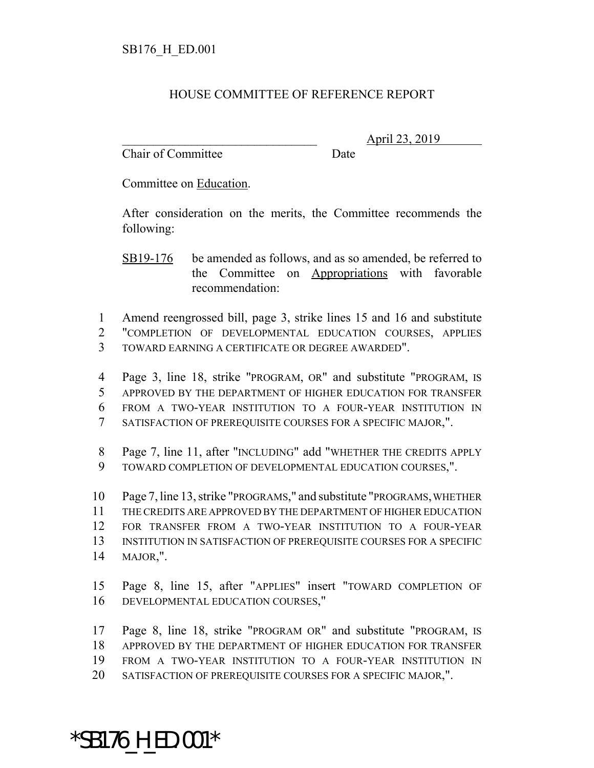SB176_H_ED.001

# HOUSE COMMITTEE OF REFERENCE REPORT

_______________________________ April 23, 2019
Chair of Committee Date

Committee on Education.

After consideration on the merits, the Committee recommends the following:

SB19-176 be amended as follows, and as so amended, be referred to the Committee on Appropriations with favorable recommendation:

1 Amend reengrossed bill, page 3, strike lines 15 and 16 and substitute
2 "COMPLETION OF DEVELOPMENTAL EDUCATION COURSES, APPLIES
3 TOWARD EARNING A CERTIFICATE OR DEGREE AWARDED".

4 Page 3, line 18, strike "PROGRAM, OR" and substitute "PROGRAM, IS
5 APPROVED BY THE DEPARTMENT OF HIGHER EDUCATION FOR TRANSFER
6 FROM A TWO-YEAR INSTITUTION TO A FOUR-YEAR INSTITUTION IN
7 SATISFACTION OF PREREQUISITE COURSES FOR A SPECIFIC MAJOR,".

8 Page 7, line 11, after "INCLUDING" add "WHETHER THE CREDITS APPLY
9 TOWARD COMPLETION OF DEVELOPMENTAL EDUCATION COURSES,".

10 Page 7, line 13, strike "PROGRAMS," and substitute "PROGRAMS, WHETHER
11 THE CREDITS ARE APPROVED BY THE DEPARTMENT OF HIGHER EDUCATION
12 FOR TRANSFER FROM A TWO-YEAR INSTITUTION TO A FOUR-YEAR
13 INSTITUTION IN SATISFACTION OF PREREQUISITE COURSES FOR A SPECIFIC
14 MAJOR,".

15 Page 8, line 15, after "APPLIES" insert "TOWARD COMPLETION OF
16 DEVELOPMENTAL EDUCATION COURSES,"

17 Page 8, line 18, strike "PROGRAM OR" and substitute "PROGRAM, IS
18 APPROVED BY THE DEPARTMENT OF HIGHER EDUCATION FOR TRANSFER
19 FROM A TWO-YEAR INSTITUTION TO A FOUR-YEAR INSTITUTION IN
20 SATISFACTION OF PREREQUISITE COURSES FOR A SPECIFIC MAJOR,".

*SB176_H_ED.001*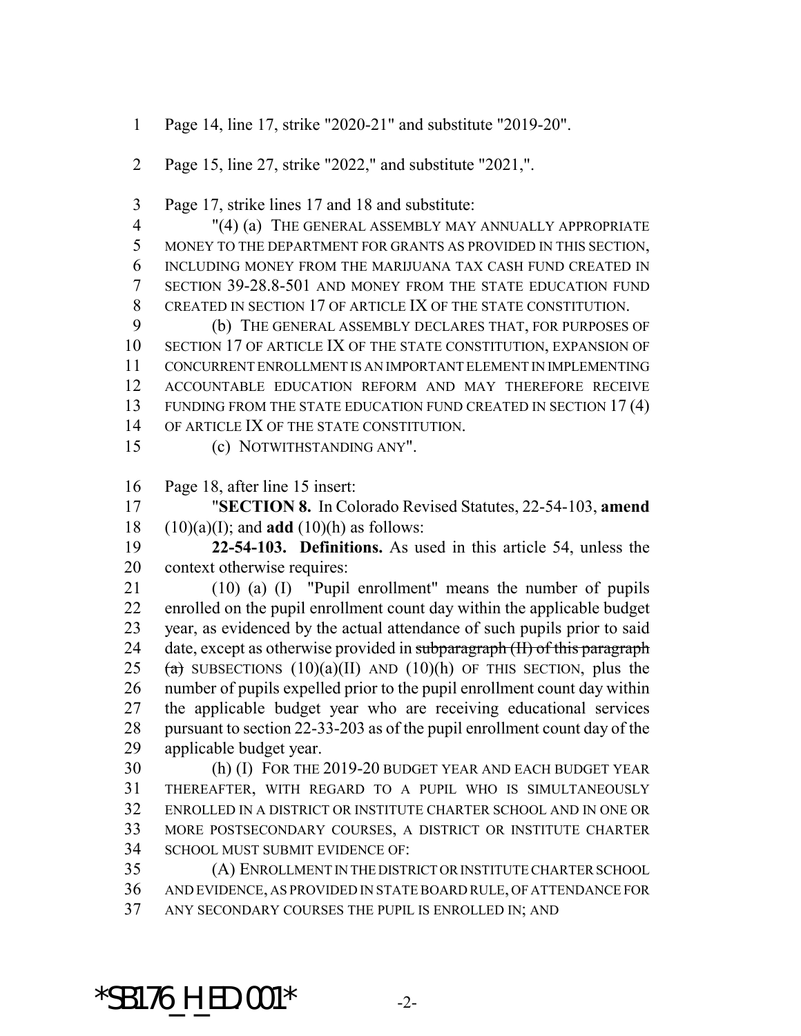Page 14, line 17, strike "2020-21" and substitute "2019-20".

Page 15, line 27, strike "2022," and substitute "2021,".

Page 17, strike lines 17 and 18 and substitute:

"(4) (a) THE GENERAL ASSEMBLY MAY ANNUALLY APPROPRIATE MONEY TO THE DEPARTMENT FOR GRANTS AS PROVIDED IN THIS SECTION, INCLUDING MONEY FROM THE MARIJUANA TAX CASH FUND CREATED IN SECTION 39-28.8-501 AND MONEY FROM THE STATE EDUCATION FUND CREATED IN SECTION 17 OF ARTICLE IX OF THE STATE CONSTITUTION.

(b) THE GENERAL ASSEMBLY DECLARES THAT, FOR PURPOSES OF SECTION 17 OF ARTICLE IX OF THE STATE CONSTITUTION, EXPANSION OF CONCURRENT ENROLLMENT IS AN IMPORTANT ELEMENT IN IMPLEMENTING ACCOUNTABLE EDUCATION REFORM AND MAY THEREFORE RECEIVE FUNDING FROM THE STATE EDUCATION FUND CREATED IN SECTION 17 (4) OF ARTICLE IX OF THE STATE CONSTITUTION.

(c) NOTWITHSTANDING ANY".

Page 18, after line 15 insert:

"**SECTION 8.** In Colorado Revised Statutes, 22-54-103, **amend** (10)(a)(I); and **add** (10)(h) as follows:

**22-54-103. Definitions.** As used in this article 54, unless the context otherwise requires:

(10) (a) (I) "Pupil enrollment" means the number of pupils enrolled on the pupil enrollment count day within the applicable budget year, as evidenced by the actual attendance of such pupils prior to said date, except as otherwise provided in ~~subparagraph (II) of this paragraph (a)~~ SUBSECTIONS (10)(a)(II) AND (10)(h) OF THIS SECTION, plus the number of pupils expelled prior to the pupil enrollment count day within the applicable budget year who are receiving educational services pursuant to section 22-33-203 as of the pupil enrollment count day of the applicable budget year.

(h) (I) FOR THE 2019-20 BUDGET YEAR AND EACH BUDGET YEAR THEREAFTER, WITH REGARD TO A PUPIL WHO IS SIMULTANEOUSLY ENROLLED IN A DISTRICT OR INSTITUTE CHARTER SCHOOL AND IN ONE OR MORE POSTSECONDARY COURSES, A DISTRICT OR INSTITUTE CHARTER SCHOOL MUST SUBMIT EVIDENCE OF:

(A) ENROLLMENT IN THE DISTRICT OR INSTITUTE CHARTER SCHOOL AND EVIDENCE, AS PROVIDED IN STATE BOARD RULE, OF ATTENDANCE FOR ANY SECONDARY COURSES THE PUPIL IS ENROLLED IN; AND

*SB176_H_ED.001*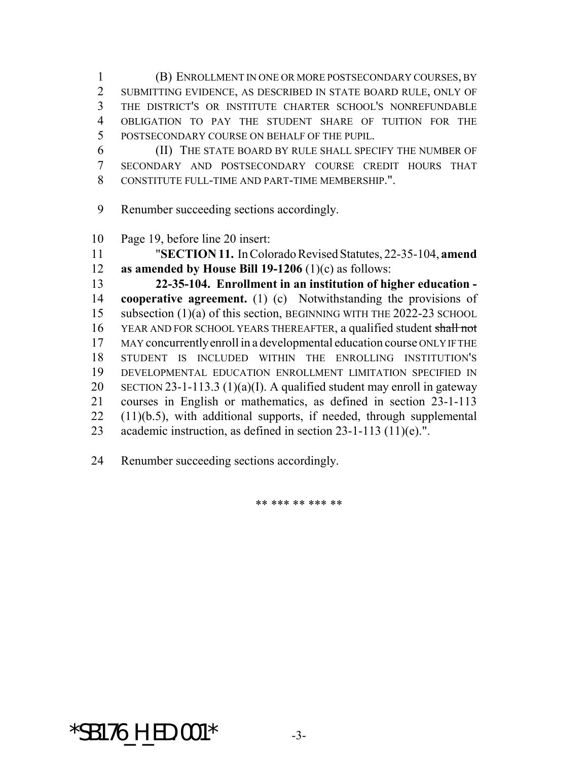(B) ENROLLMENT IN ONE OR MORE POSTSECONDARY COURSES, BY SUBMITTING EVIDENCE, AS DESCRIBED IN STATE BOARD RULE, ONLY OF THE DISTRICT'S OR INSTITUTE CHARTER SCHOOL'S NONREFUNDABLE OBLIGATION TO PAY THE STUDENT SHARE OF TUITION FOR THE POSTSECONDARY COURSE ON BEHALF OF THE PUPIL.

(II) THE STATE BOARD BY RULE SHALL SPECIFY THE NUMBER OF SECONDARY AND POSTSECONDARY COURSE CREDIT HOURS THAT CONSTITUTE FULL-TIME AND PART-TIME MEMBERSHIP.".

Renumber succeeding sections accordingly.

Page 19, before line 20 insert:

"**SECTION 11.** In Colorado Revised Statutes, 22-35-104, **amend as amended by House Bill 19-1206** (1)(c) as follows:

**22-35-104. Enrollment in an institution of higher education - cooperative agreement.** (1) (c) Notwithstanding the provisions of subsection (1)(a) of this section, BEGINNING WITH THE 2022-23 SCHOOL YEAR AND FOR SCHOOL YEARS THEREAFTER, a qualified student ~~shall not~~ MAY concurrently enroll in a developmental education course ONLY IF THE STUDENT IS INCLUDED WITHIN THE ENROLLING INSTITUTION'S DEVELOPMENTAL EDUCATION ENROLLMENT LIMITATION SPECIFIED IN SECTION 23-1-113.3 (1)(a)(I). A qualified student may enroll in gateway courses in English or mathematics, as defined in section 23-1-113 (11)(b.5), with additional supports, if needed, through supplemental academic instruction, as defined in section 23-1-113 (11)(e).".

Renumber succeeding sections accordingly.

** *** ** *** **